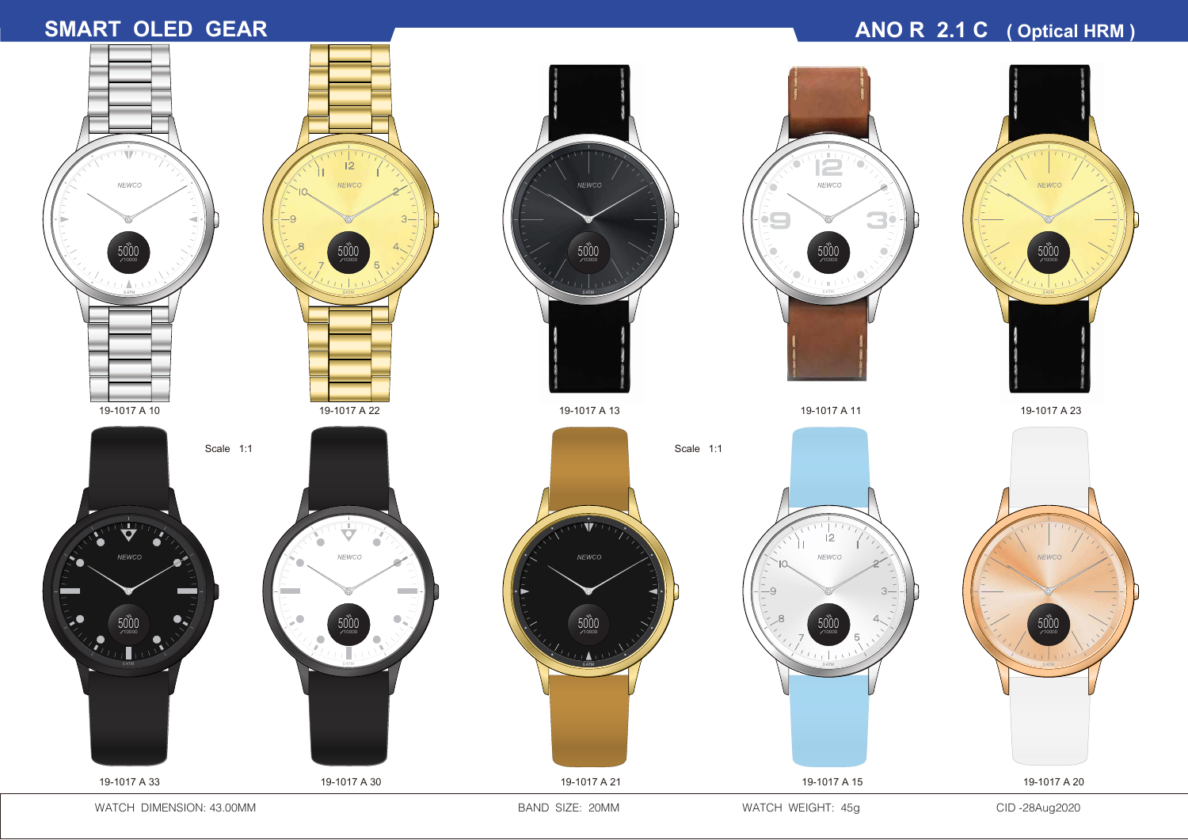# SMART OLED GEAR

# ANO R 2.1 C ( Optical HRM )

19-1017 A 10

19-1017 A 22

19-1017 A 13

19-1017 A 11

19-1017 A 23

Scale 1:1

19-1017 A 33

19-1017 A 30

Scale 1:1

19-1017 A 21

19-1017 A 15

19-1017 A 20

WATCH DIMENSION: 43.00MM

BAND SIZE: 20MM

WATCH WEIGHT: 45g

CID -28Aug2020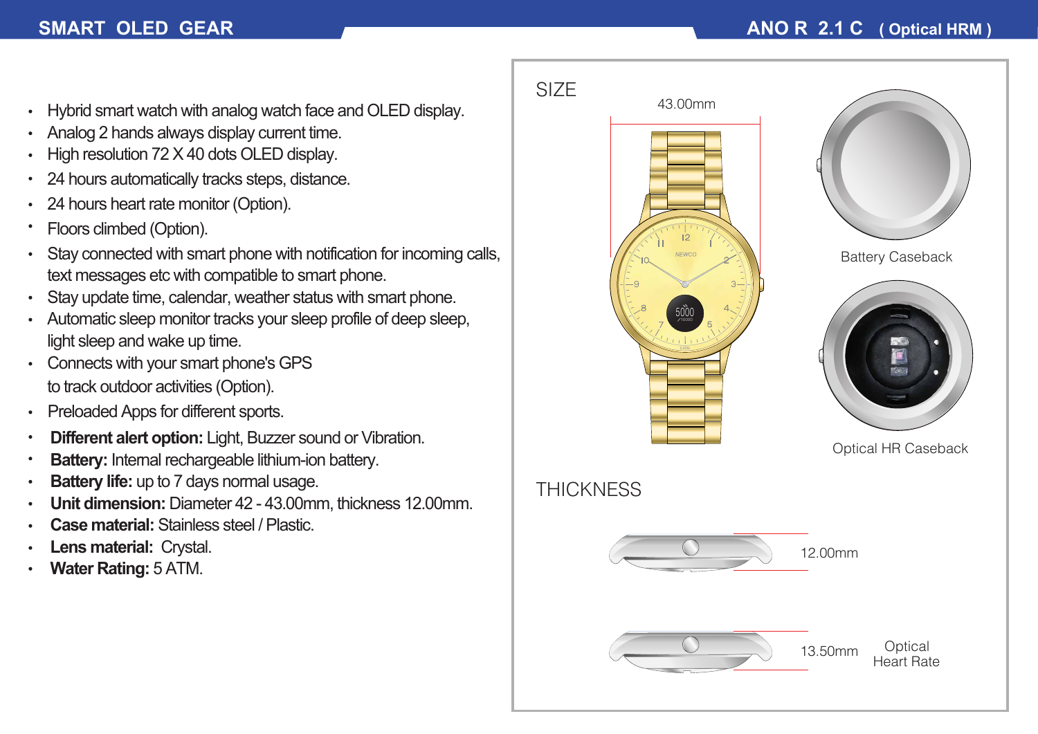# SMART OLED GEAR

## ANO R 2.1 C ( Optical HRM )

- Hybrid smart watch with analog watch face and OLED display.
- Analog 2 hands always display current time.
- High resolution 72 X 40 dots OLED display.
- 24 hours automatically tracks steps, distance.
- 24 hours heart rate monitor (Option).
- Floors climbed (Option).
- Stay connected with smart phone with notification for incoming calls, text messages etc with compatible to smart phone.
- Stay update time, calendar, weather status with smart phone.
- Automatic sleep monitor tracks your sleep profile of deep sleep, light sleep and wake up time.
- Connects with your smart phone's GPS to track outdoor activities (Option).
- Preloaded Apps for different sports.
- **Different alert option:** Light, Buzzer sound or Vibration.
- **Battery:** Internal rechargeable lithium-ion battery.
- **Battery life:** up to 7 days normal usage.
- **Unit dimension:** Diameter 42 - 43.00mm, thickness 12.00mm.
- **Case material:** Stainless steel / Plastic.
- **Lens material:** Crystal.
- **Water Rating:** 5 ATM.

SIZE

43.00mm

Battery Caseback

Optical HR Caseback

THICKNESS

12.00mm

13.50mm

Optical Heart Rate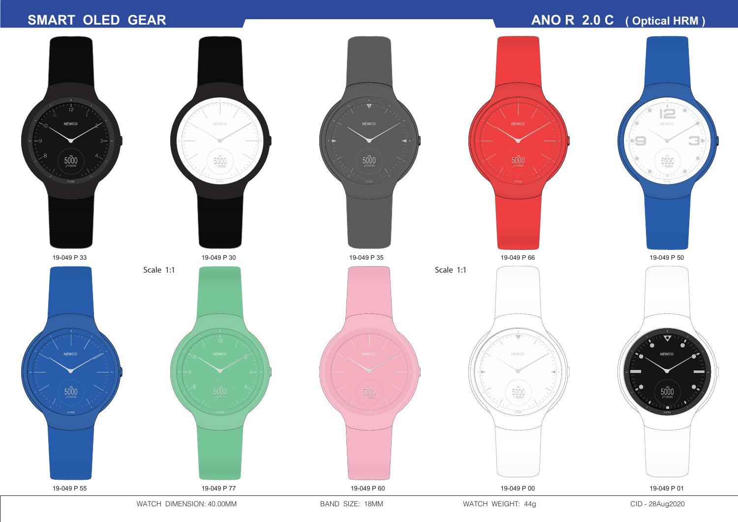# SMART OLED GEAR

## ANO R 2.0 C ( Optical HRM )

19-049 P 33

19-049 P 30

19-049 P 35

19-049 P 66

19-049 P 50

Scale 1:1

Scale 1:1

19-049 P 55

19-049 P 77

19-049 P 60

19-049 P 00

19-049 P 01

WATCH DIMENSION: 40.00MM

BAND SIZE: 18MM

WATCH WEIGHT: 44g

CID - 28Aug2020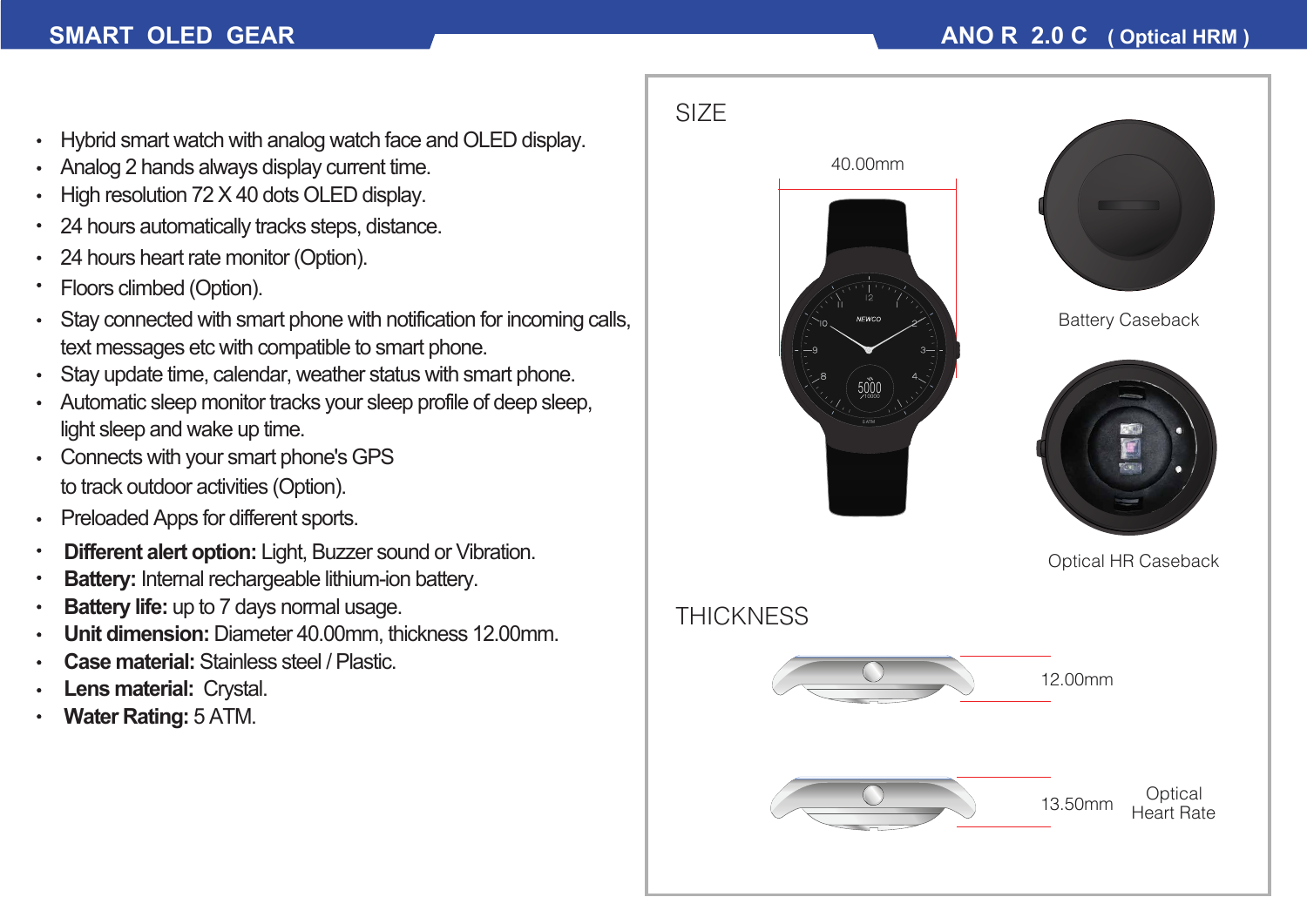# SMART OLED GEAR

## ANO R 2.0 C ( Optical HRM )

- Hybrid smart watch with analog watch face and OLED display.
- Analog 2 hands always display current time.
- High resolution 72 X 40 dots OLED display.
- 24 hours automatically tracks steps, distance.
- 24 hours heart rate monitor (Option).
- Floors climbed (Option).
- Stay connected with smart phone with notification for incoming calls, text messages etc with compatible to smart phone.
- Stay update time, calendar, weather status with smart phone.
- Automatic sleep monitor tracks your sleep profile of deep sleep, light sleep and wake up time.
- Connects with your smart phone's GPS to track outdoor activities (Option).
- Preloaded Apps for different sports.
- **Different alert option:** Light, Buzzer sound or Vibration.
- **Battery:** Internal rechargeable lithium-ion battery.
- **Battery life:** up to 7 days normal usage.
- **Unit dimension:** Diameter 40.00mm, thickness 12.00mm.
- **Case material:** Stainless steel / Plastic.
- **Lens material:** Crystal.
- **Water Rating:** 5 ATM.

### SIZE

40.00mm

Battery Caseback

Optical HR Caseback

### THICKNESS

12.00mm

13.50mm Optical Heart Rate